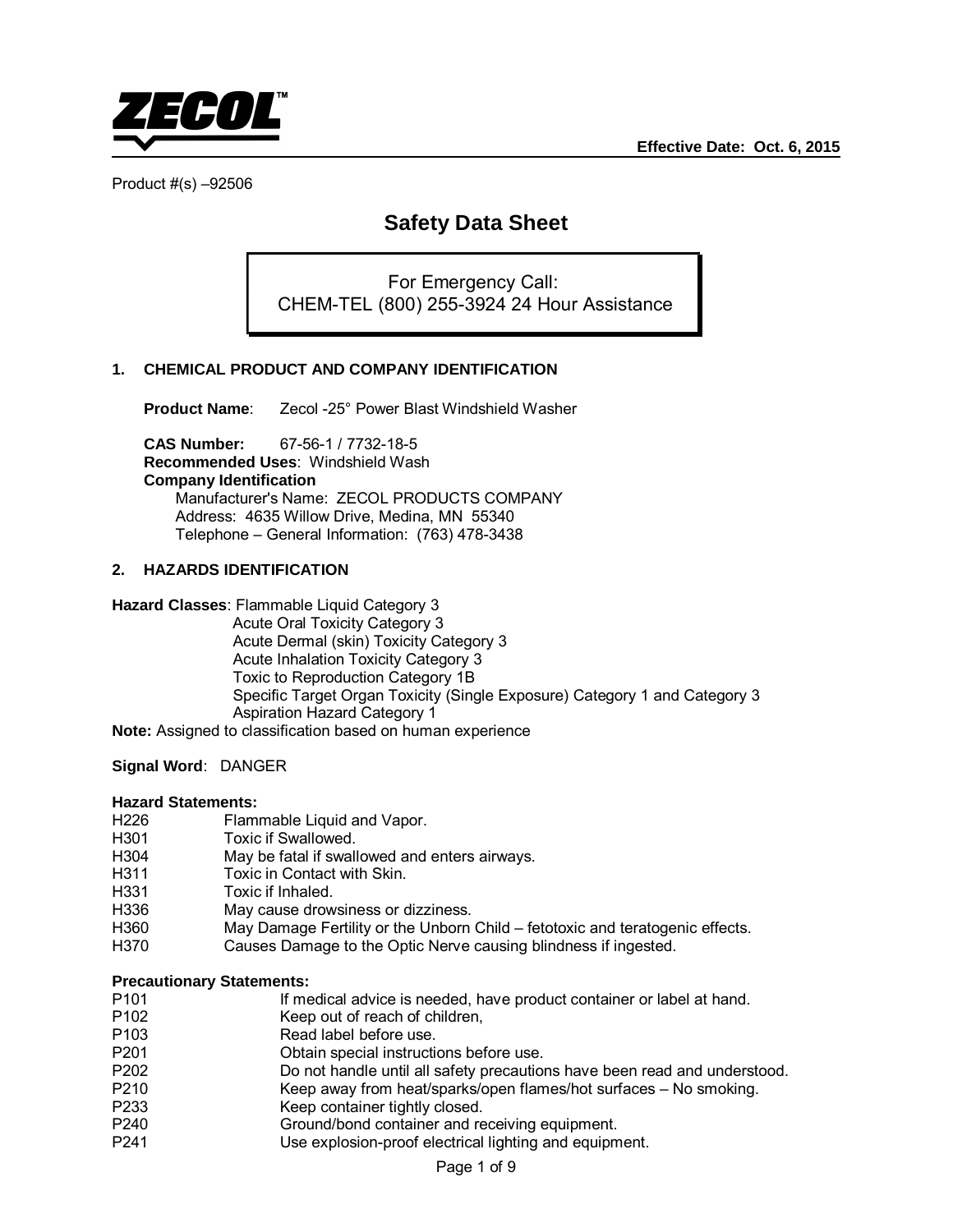**ZECOL**™

**Effective Date: Oct. 6, 2015**

Product #(s) –92506

# Safety Data Sheet

For Emergency Call:
CHEM-TEL (800) 255-3924 24 Hour Assistance

## 1. CHEMICAL PRODUCT AND COMPANY IDENTIFICATION

**Product Name**: Zecol -25° Power Blast Windshield Washer

**CAS Number:** 67-56-1 / 7732-18-5
**Recommended Uses**: Windshield Wash
**Company Identification**
Manufacturer's Name: ZECOL PRODUCTS COMPANY
Address: 4635 Willow Drive, Medina, MN 55340
Telephone – General Information: (763) 478-3438

## 2. HAZARDS IDENTIFICATION

**Hazard Classes**: Flammable Liquid Category 3
Acute Oral Toxicity Category 3
Acute Dermal (skin) Toxicity Category 3
Acute Inhalation Toxicity Category 3
Toxic to Reproduction Category 1B
Specific Target Organ Toxicity (Single Exposure) Category 1 and Category 3
Aspiration Hazard Category 1

**Note:** Assigned to classification based on human experience

**Signal Word**: DANGER

**Hazard Statements:**

| | |
|---|---|
| H226 | Flammable Liquid and Vapor. |
| H301 | Toxic if Swallowed. |
| H304 | May be fatal if swallowed and enters airways. |
| H311 | Toxic in Contact with Skin. |
| H331 | Toxic if Inhaled. |
| H336 | May cause drowsiness or dizziness. |
| H360 | May Damage Fertility or the Unborn Child – fetotoxic and teratogenic effects. |
| H370 | Causes Damage to the Optic Nerve causing blindness if ingested. |

**Precautionary Statements:**

| | |
|---|---|
| P101 | If medical advice is needed, have product container or label at hand. |
| P102 | Keep out of reach of children, |
| P103 | Read label before use. |
| P201 | Obtain special instructions before use. |
| P202 | Do not handle until all safety precautions have been read and understood. |
| P210 | Keep away from heat/sparks/open flames/hot surfaces – No smoking. |
| P233 | Keep container tightly closed. |
| P240 | Ground/bond container and receiving equipment. |
| P241 | Use explosion-proof electrical lighting and equipment. |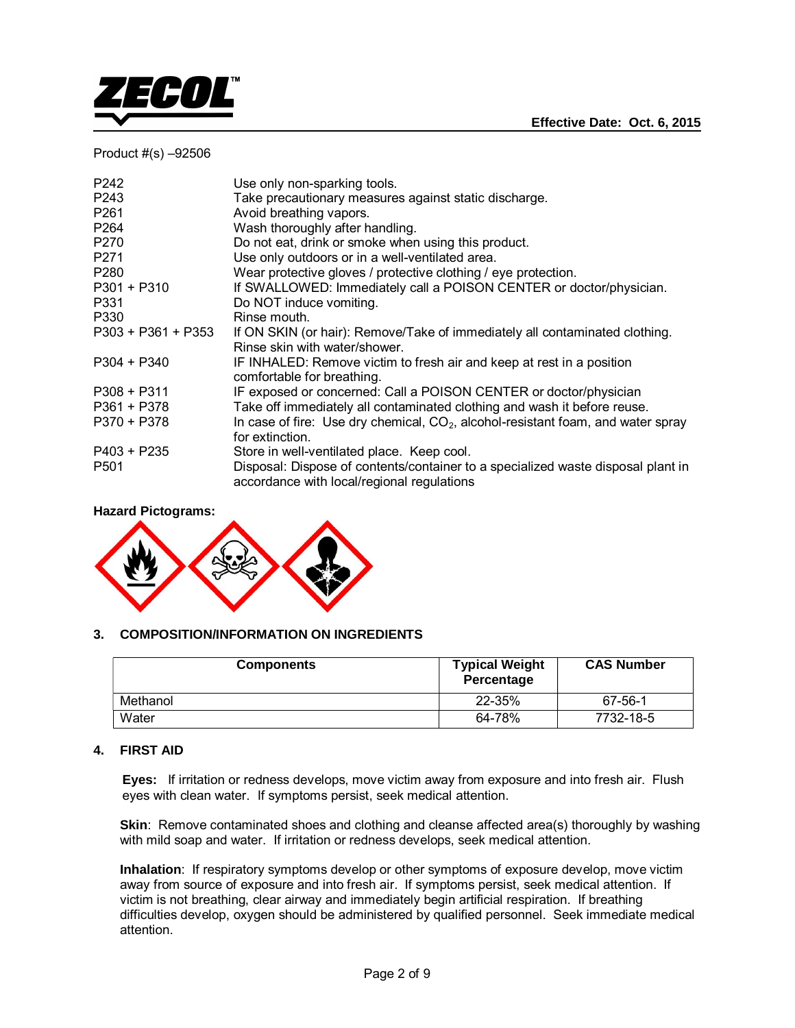Product #(s) –92506

| | |
|---|---|
| P242 | Use only non-sparking tools. |
| P243 | Take precautionary measures against static discharge. |
| P261 | Avoid breathing vapors. |
| P264 | Wash thoroughly after handling. |
| P270 | Do not eat, drink or smoke when using this product. |
| P271 | Use only outdoors or in a well-ventilated area. |
| P280 | Wear protective gloves / protective clothing / eye protection. |
| P301 + P310 | If SWALLOWED: Immediately call a POISON CENTER or doctor/physician. |
| P331 | Do NOT induce vomiting. |
| P330 | Rinse mouth. |
| P303 + P361 + P353 | If ON SKIN (or hair): Remove/Take of immediately all contaminated clothing. Rinse skin with water/shower. |
| P304 + P340 | IF INHALED: Remove victim to fresh air and keep at rest in a position comfortable for breathing. |
| P308 + P311 | IF exposed or concerned: Call a POISON CENTER or doctor/physician |
| P361 + P378 | Take off immediately all contaminated clothing and wash it before reuse. |
| P370 + P378 | In case of fire: Use dry chemical, $CO_2$, alcohol-resistant foam, and water spray for extinction. |
| P403 + P235 | Store in well-ventilated place. Keep cool. |
| P501 | Disposal: Dispose of contents/container to a specialized waste disposal plant in accordance with local/regional regulations |

**Hazard Pictograms:**

## 3. COMPOSITION/INFORMATION ON INGREDIENTS

| Components | Typical Weight Percentage | CAS Number |
|---|---|---|
| Methanol | 22-35% | 67-56-1 |
| Water | 64-78% | 7732-18-5 |

## 4. FIRST AID

**Eyes:** If irritation or redness develops, move victim away from exposure and into fresh air. Flush eyes with clean water. If symptoms persist, seek medical attention.

**Skin**: Remove contaminated shoes and clothing and cleanse affected area(s) thoroughly by washing with mild soap and water. If irritation or redness develops, seek medical attention.

**Inhalation**: If respiratory symptoms develop or other symptoms of exposure develop, move victim away from source of exposure and into fresh air. If symptoms persist, seek medical attention. If victim is not breathing, clear airway and immediately begin artificial respiration. If breathing difficulties develop, oxygen should be administered by qualified personnel. Seek immediate medical attention.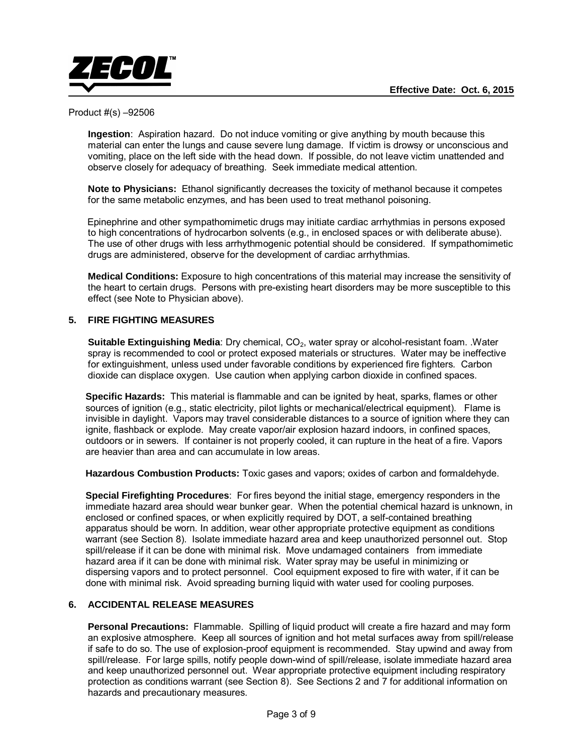Product #(s) –92506

**Ingestion**: Aspiration hazard. Do not induce vomiting or give anything by mouth because this material can enter the lungs and cause severe lung damage. If victim is drowsy or unconscious and vomiting, place on the left side with the head down. If possible, do not leave victim unattended and observe closely for adequacy of breathing. Seek immediate medical attention.

**Note to Physicians:** Ethanol significantly decreases the toxicity of methanol because it competes for the same metabolic enzymes, and has been used to treat methanol poisoning.

Epinephrine and other sympathomimetic drugs may initiate cardiac arrhythmias in persons exposed to high concentrations of hydrocarbon solvents (e.g., in enclosed spaces or with deliberate abuse). The use of other drugs with less arrhythmogenic potential should be considered. If sympathomimetic drugs are administered, observe for the development of cardiac arrhythmias.

**Medical Conditions:** Exposure to high concentrations of this material may increase the sensitivity of the heart to certain drugs. Persons with pre-existing heart disorders may be more susceptible to this effect (see Note to Physician above).

## 5. FIRE FIGHTING MEASURES

**Suitable Extinguishing Media**: Dry chemical, $CO_2$, water spray or alcohol-resistant foam. .Water spray is recommended to cool or protect exposed materials or structures. Water may be ineffective for extinguishment, unless used under favorable conditions by experienced fire fighters. Carbon dioxide can displace oxygen. Use caution when applying carbon dioxide in confined spaces.

**Specific Hazards:** This material is flammable and can be ignited by heat, sparks, flames or other sources of ignition (e.g., static electricity, pilot lights or mechanical/electrical equipment). Flame is invisible in daylight. Vapors may travel considerable distances to a source of ignition where they can ignite, flashback or explode. May create vapor/air explosion hazard indoors, in confined spaces, outdoors or in sewers. If container is not properly cooled, it can rupture in the heat of a fire. Vapors are heavier than area and can accumulate in low areas.

**Hazardous Combustion Products:** Toxic gases and vapors; oxides of carbon and formaldehyde.

**Special Firefighting Procedures**: For fires beyond the initial stage, emergency responders in the immediate hazard area should wear bunker gear. When the potential chemical hazard is unknown, in enclosed or confined spaces, or when explicitly required by DOT, a self-contained breathing apparatus should be worn. In addition, wear other appropriate protective equipment as conditions warrant (see Section 8). Isolate immediate hazard area and keep unauthorized personnel out. Stop spill/release if it can be done with minimal risk. Move undamaged containers from immediate hazard area if it can be done with minimal risk. Water spray may be useful in minimizing or dispersing vapors and to protect personnel. Cool equipment exposed to fire with water, if it can be done with minimal risk. Avoid spreading burning liquid with water used for cooling purposes.

## 6. ACCIDENTAL RELEASE MEASURES

**Personal Precautions:** Flammable. Spilling of liquid product will create a fire hazard and may form an explosive atmosphere. Keep all sources of ignition and hot metal surfaces away from spill/release if safe to do so. The use of explosion-proof equipment is recommended. Stay upwind and away from spill/release. For large spills, notify people down-wind of spill/release, isolate immediate hazard area and keep unauthorized personnel out. Wear appropriate protective equipment including respiratory protection as conditions warrant (see Section 8). See Sections 2 and 7 for additional information on hazards and precautionary measures.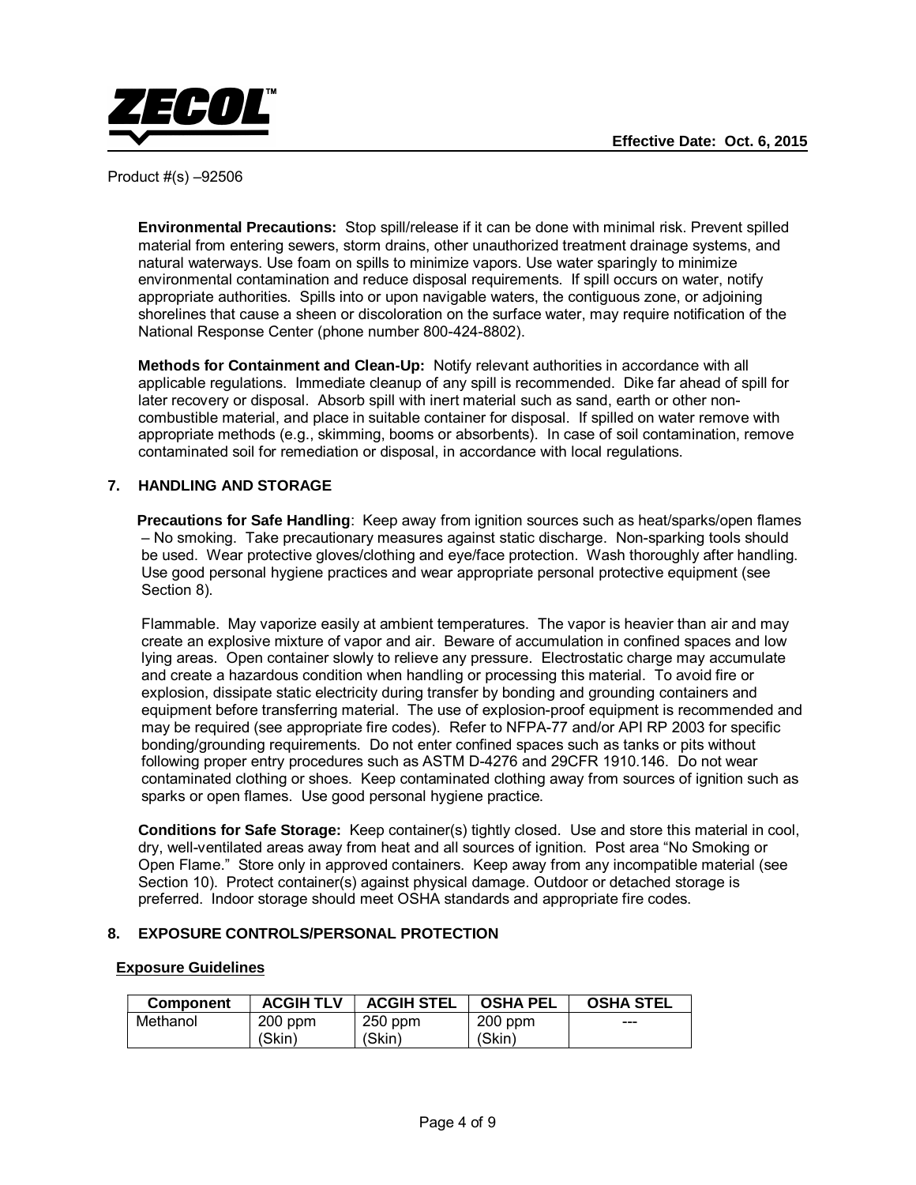Product #(s) –92506

**Environmental Precautions:** Stop spill/release if it can be done with minimal risk. Prevent spilled material from entering sewers, storm drains, other unauthorized treatment drainage systems, and natural waterways. Use foam on spills to minimize vapors. Use water sparingly to minimize environmental contamination and reduce disposal requirements. If spill occurs on water, notify appropriate authorities. Spills into or upon navigable waters, the contiguous zone, or adjoining shorelines that cause a sheen or discoloration on the surface water, may require notification of the National Response Center (phone number 800-424-8802).

**Methods for Containment and Clean-Up:** Notify relevant authorities in accordance with all applicable regulations. Immediate cleanup of any spill is recommended. Dike far ahead of spill for later recovery or disposal. Absorb spill with inert material such as sand, earth or other non-combustible material, and place in suitable container for disposal. If spilled on water remove with appropriate methods (e.g., skimming, booms or absorbents). In case of soil contamination, remove contaminated soil for remediation or disposal, in accordance with local regulations.

## 7. HANDLING AND STORAGE

**Precautions for Safe Handling**: Keep away from ignition sources such as heat/sparks/open flames – No smoking. Take precautionary measures against static discharge. Non-sparking tools should be used. Wear protective gloves/clothing and eye/face protection. Wash thoroughly after handling. Use good personal hygiene practices and wear appropriate personal protective equipment (see Section 8).

Flammable. May vaporize easily at ambient temperatures. The vapor is heavier than air and may create an explosive mixture of vapor and air. Beware of accumulation in confined spaces and low lying areas. Open container slowly to relieve any pressure. Electrostatic charge may accumulate and create a hazardous condition when handling or processing this material. To avoid fire or explosion, dissipate static electricity during transfer by bonding and grounding containers and equipment before transferring material. The use of explosion-proof equipment is recommended and may be required (see appropriate fire codes). Refer to NFPA-77 and/or API RP 2003 for specific bonding/grounding requirements. Do not enter confined spaces such as tanks or pits without following proper entry procedures such as ASTM D-4276 and 29CFR 1910.146. Do not wear contaminated clothing or shoes. Keep contaminated clothing away from sources of ignition such as sparks or open flames. Use good personal hygiene practice.

**Conditions for Safe Storage:** Keep container(s) tightly closed. Use and store this material in cool, dry, well-ventilated areas away from heat and all sources of ignition. Post area "No Smoking or Open Flame." Store only in approved containers. Keep away from any incompatible material (see Section 10). Protect container(s) against physical damage. Outdoor or detached storage is preferred. Indoor storage should meet OSHA standards and appropriate fire codes.

## 8. EXPOSURE CONTROLS/PERSONAL PROTECTION

**Exposure Guidelines**

| Component | ACGIH TLV | ACGIH STEL | OSHA PEL | OSHA STEL |
|---|---|---|---|---|
| Methanol | 200 ppm (Skin) | 250 ppm (Skin) | 200 ppm (Skin) | --- |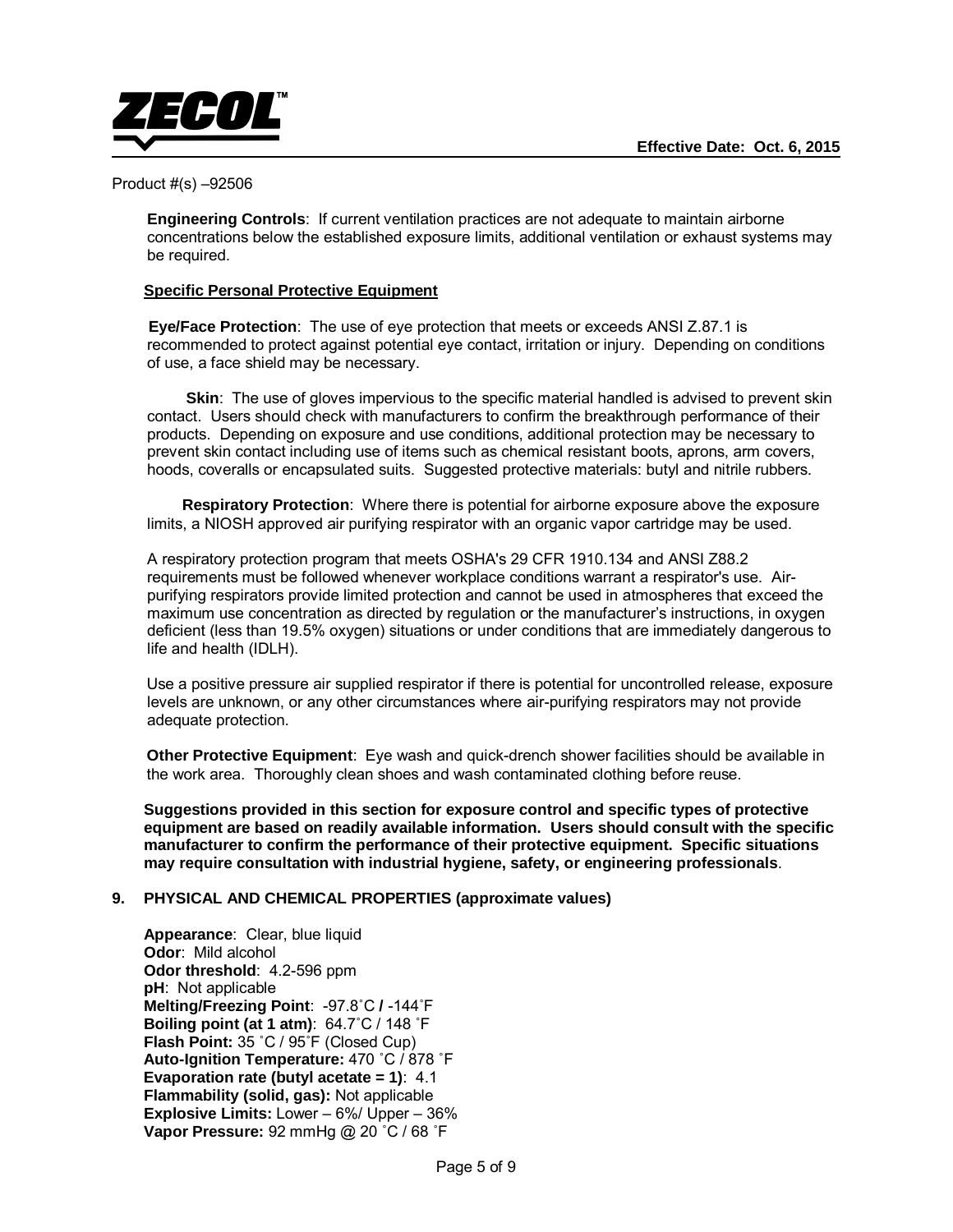Product #(s) –92506

**Engineering Controls**: If current ventilation practices are not adequate to maintain airborne concentrations below the established exposure limits, additional ventilation or exhaust systems may be required.

**Specific Personal Protective Equipment**

**Eye/Face Protection**: The use of eye protection that meets or exceeds ANSI Z.87.1 is recommended to protect against potential eye contact, irritation or injury. Depending on conditions of use, a face shield may be necessary.

**Skin**: The use of gloves impervious to the specific material handled is advised to prevent skin contact. Users should check with manufacturers to confirm the breakthrough performance of their products. Depending on exposure and use conditions, additional protection may be necessary to prevent skin contact including use of items such as chemical resistant boots, aprons, arm covers, hoods, coveralls or encapsulated suits. Suggested protective materials: butyl and nitrile rubbers.

**Respiratory Protection**: Where there is potential for airborne exposure above the exposure limits, a NIOSH approved air purifying respirator with an organic vapor cartridge may be used.

A respiratory protection program that meets OSHA's 29 CFR 1910.134 and ANSI Z88.2 requirements must be followed whenever workplace conditions warrant a respirator's use. Air-purifying respirators provide limited protection and cannot be used in atmospheres that exceed the maximum use concentration as directed by regulation or the manufacturer's instructions, in oxygen deficient (less than 19.5% oxygen) situations or under conditions that are immediately dangerous to life and health (IDLH).

Use a positive pressure air supplied respirator if there is potential for uncontrolled release, exposure levels are unknown, or any other circumstances where air-purifying respirators may not provide adequate protection.

**Other Protective Equipment**: Eye wash and quick-drench shower facilities should be available in the work area. Thoroughly clean shoes and wash contaminated clothing before reuse.

**Suggestions provided in this section for exposure control and specific types of protective equipment are based on readily available information. Users should consult with the specific manufacturer to confirm the performance of their protective equipment. Specific situations may require consultation with industrial hygiene, safety, or engineering professionals**.

## 9. PHYSICAL AND CHEMICAL PROPERTIES (approximate values)

**Appearance**: Clear, blue liquid
**Odor**: Mild alcohol
**Odor threshold**: 4.2-596 ppm
**pH**: Not applicable
**Melting/Freezing Point**: -97.8˚C / -144˚F
**Boiling point (at 1 atm)**: 64.7˚C / 148 ˚F
**Flash Point:** 35 ˚C / 95˚F (Closed Cup)
**Auto-Ignition Temperature:** 470 ˚C / 878 ˚F
**Evaporation rate (butyl acetate = 1)**: 4.1
**Flammability (solid, gas):** Not applicable
**Explosive Limits:** Lower – 6%/ Upper – 36%
**Vapor Pressure:** 92 mmHg @ 20 ˚C / 68 ˚F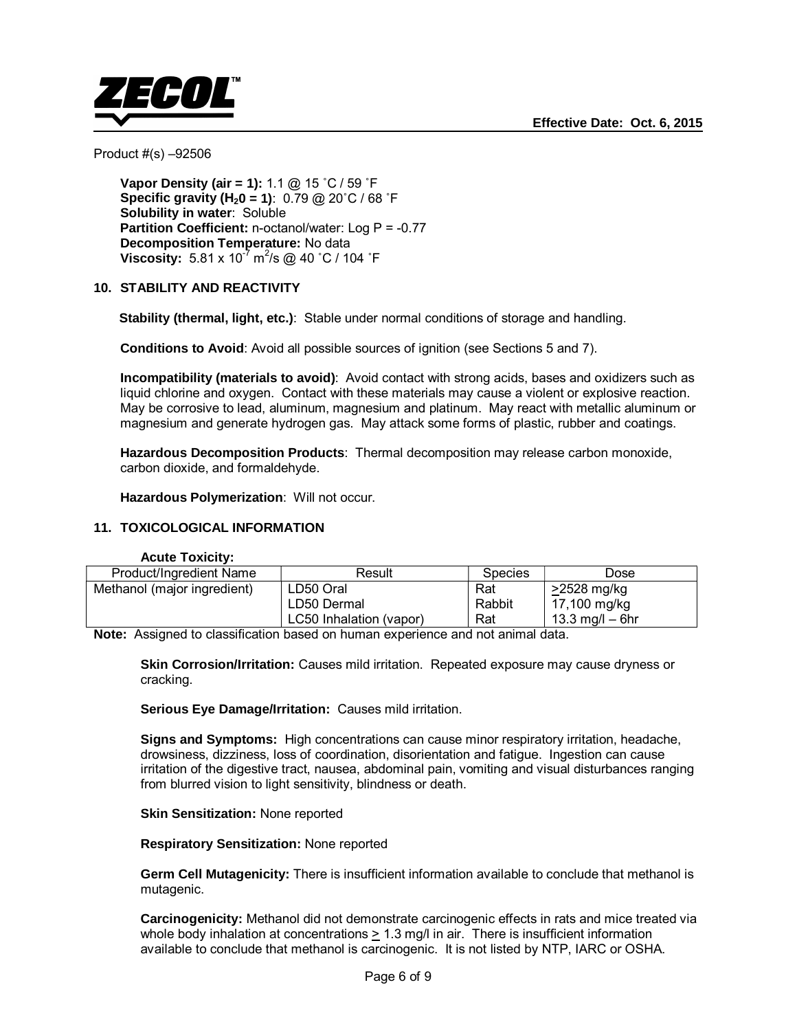Product #(s) –92506

**Vapor Density (air = 1):** 1.1 @ 15 ˚C / 59 ˚F
**Specific gravity ($H_2O$ = 1)**: 0.79 @ 20˚C / 68 ˚F
**Solubility in water**: Soluble
**Partition Coefficient:** n-octanol/water: Log P = -0.77
**Decomposition Temperature:** No data
**Viscosity:** $5.81 \times 10^{-7}$ $m^2/s$ @ 40 ˚C / 104 ˚F

## 10. STABILITY AND REACTIVITY

**Stability (thermal, light, etc.)**: Stable under normal conditions of storage and handling.

**Conditions to Avoid**: Avoid all possible sources of ignition (see Sections 5 and 7).

**Incompatibility (materials to avoid)**: Avoid contact with strong acids, bases and oxidizers such as liquid chlorine and oxygen. Contact with these materials may cause a violent or explosive reaction. May be corrosive to lead, aluminum, magnesium and platinum. May react with metallic aluminum or magnesium and generate hydrogen gas. May attack some forms of plastic, rubber and coatings.

**Hazardous Decomposition Products**: Thermal decomposition may release carbon monoxide, carbon dioxide, and formaldehyde.

**Hazardous Polymerization**: Will not occur.

## 11. TOXICOLOGICAL INFORMATION

**Acute Toxicity:**

| Product/Ingredient Name | Result | Species | Dose |
|---|---|---|---|
| Methanol (major ingredient) | LD50 Oral | Rat | ≥2528 mg/kg |
| | LD50 Dermal | Rabbit | 17,100 mg/kg |
| | LC50 Inhalation (vapor) | Rat | 13.3 mg/l – 6hr |

**Note:** Assigned to classification based on human experience and not animal data.

**Skin Corrosion/Irritation:** Causes mild irritation. Repeated exposure may cause dryness or cracking.

**Serious Eye Damage/Irritation:** Causes mild irritation.

**Signs and Symptoms:** High concentrations can cause minor respiratory irritation, headache, drowsiness, dizziness, loss of coordination, disorientation and fatigue. Ingestion can cause irritation of the digestive tract, nausea, abdominal pain, vomiting and visual disturbances ranging from blurred vision to light sensitivity, blindness or death.

**Skin Sensitization:** None reported

**Respiratory Sensitization:** None reported

**Germ Cell Mutagenicity:** There is insufficient information available to conclude that methanol is mutagenic.

**Carcinogenicity:** Methanol did not demonstrate carcinogenic effects in rats and mice treated via whole body inhalation at concentrations ≥ 1.3 mg/l in air. There is insufficient information available to conclude that methanol is carcinogenic. It is not listed by NTP, IARC or OSHA.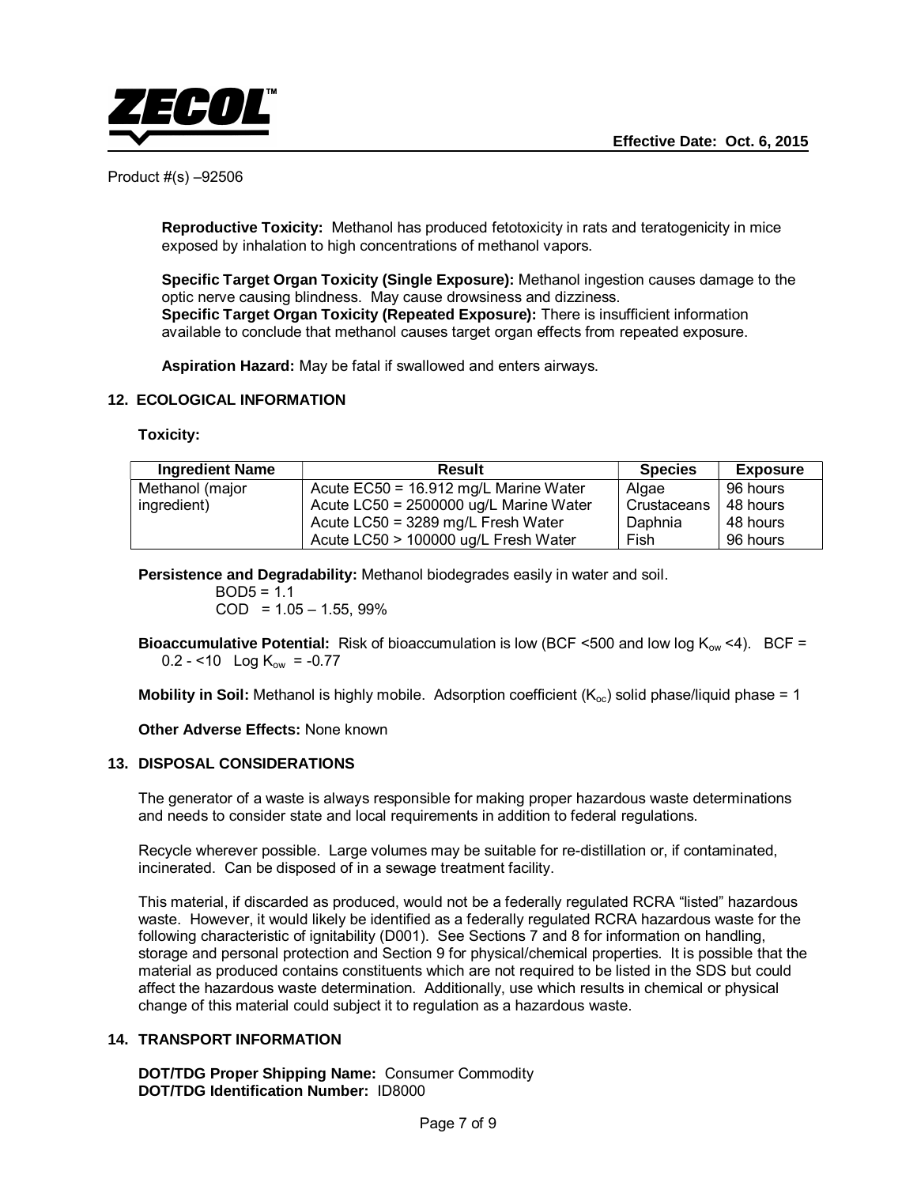Product #(s) –92506

**Reproductive Toxicity:** Methanol has produced fetotoxicity in rats and teratogenicity in mice exposed by inhalation to high concentrations of methanol vapors.

**Specific Target Organ Toxicity (Single Exposure):** Methanol ingestion causes damage to the optic nerve causing blindness. May cause drowsiness and dizziness.
**Specific Target Organ Toxicity (Repeated Exposure):** There is insufficient information available to conclude that methanol causes target organ effects from repeated exposure.

**Aspiration Hazard:** May be fatal if swallowed and enters airways.

## 12. ECOLOGICAL INFORMATION

**Toxicity:**

| Ingredient Name | Result | Species | Exposure |
|---|---|---|---|
| Methanol (major ingredient) | Acute EC50 = 16.912 mg/L Marine Water | Algae | 96 hours |
| | Acute LC50 = 2500000 ug/L Marine Water | Crustaceans | 48 hours |
| | Acute LC50 = 3289 mg/L Fresh Water | Daphnia | 48 hours |
| | Acute LC50 > 100000 ug/L Fresh Water | Fish | 96 hours |

**Persistence and Degradability:** Methanol biodegrades easily in water and soil.
BOD5 = 1.1
COD = 1.05 – 1.55, 99%

**Bioaccumulative Potential:** Risk of bioaccumulation is low (BCF <500 and low log $K_{ow}$ <4). BCF = 0.2 - <10 Log $K_{ow}$ = -0.77

**Mobility in Soil:** Methanol is highly mobile. Adsorption coefficient ($K_{oc}$) solid phase/liquid phase = 1

**Other Adverse Effects:** None known

## 13. DISPOSAL CONSIDERATIONS

The generator of a waste is always responsible for making proper hazardous waste determinations and needs to consider state and local requirements in addition to federal regulations.

Recycle wherever possible. Large volumes may be suitable for re-distillation or, if contaminated, incinerated. Can be disposed of in a sewage treatment facility.

This material, if discarded as produced, would not be a federally regulated RCRA "listed" hazardous waste. However, it would likely be identified as a federally regulated RCRA hazardous waste for the following characteristic of ignitability (D001). See Sections 7 and 8 for information on handling, storage and personal protection and Section 9 for physical/chemical properties. It is possible that the material as produced contains constituents which are not required to be listed in the SDS but could affect the hazardous waste determination. Additionally, use which results in chemical or physical change of this material could subject it to regulation as a hazardous waste.

## 14. TRANSPORT INFORMATION

**DOT/TDG Proper Shipping Name:** Consumer Commodity
**DOT/TDG Identification Number:** ID8000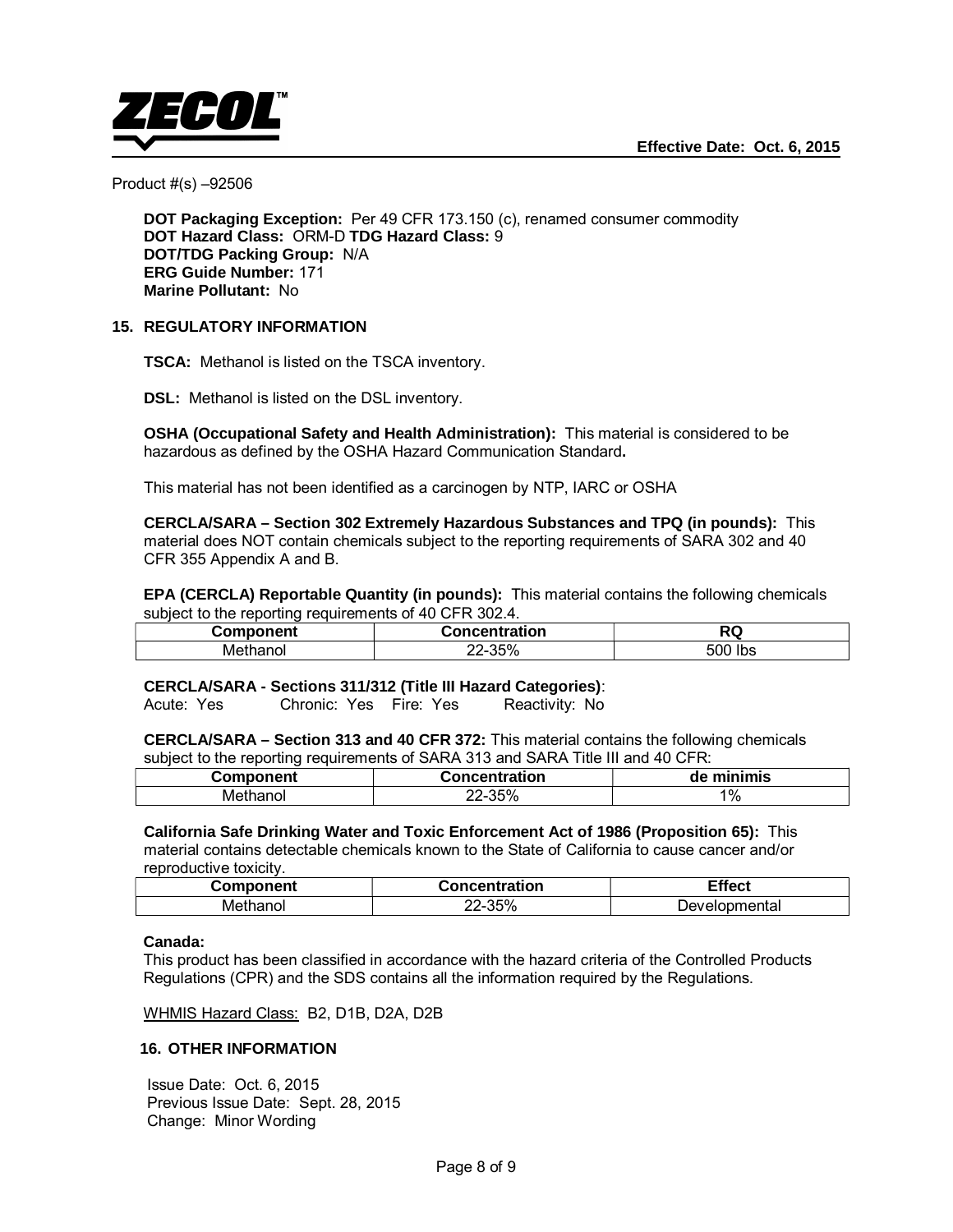Product #(s) –92506

**DOT Packaging Exception:** Per 49 CFR 173.150 (c), renamed consumer commodity
**DOT Hazard Class:** ORM-D **TDG Hazard Class:** 9
**DOT/TDG Packing Group:** N/A
**ERG Guide Number:** 171
**Marine Pollutant:** No

## 15. REGULATORY INFORMATION

**TSCA:** Methanol is listed on the TSCA inventory.

**DSL:** Methanol is listed on the DSL inventory.

**OSHA (Occupational Safety and Health Administration):** This material is considered to be hazardous as defined by the OSHA Hazard Communication Standard**.**

This material has not been identified as a carcinogen by NTP, IARC or OSHA

**CERCLA/SARA – Section 302 Extremely Hazardous Substances and TPQ (in pounds):** This material does NOT contain chemicals subject to the reporting requirements of SARA 302 and 40 CFR 355 Appendix A and B.

**EPA (CERCLA) Reportable Quantity (in pounds):** This material contains the following chemicals subject to the reporting requirements of 40 CFR 302.4.

| Component | Concentration | RQ |
|---|---|---|
| Methanol | 22-35% | 500 lbs |

**CERCLA/SARA - Sections 311/312 (Title III Hazard Categories)**:
Acute: Yes Chronic: Yes Fire: Yes Reactivity: No

**CERCLA/SARA – Section 313 and 40 CFR 372:** This material contains the following chemicals subject to the reporting requirements of SARA 313 and SARA Title III and 40 CFR:

| Component | Concentration | de minimis |
|---|---|---|
| Methanol | 22-35% | 1% |

**California Safe Drinking Water and Toxic Enforcement Act of 1986 (Proposition 65):** This material contains detectable chemicals known to the State of California to cause cancer and/or reproductive toxicity.

| Component | Concentration | Effect |
|---|---|---|
| Methanol | 22-35% | Developmental |

**Canada:**
This product has been classified in accordance with the hazard criteria of the Controlled Products Regulations (CPR) and the SDS contains all the information required by the Regulations.

WHMIS Hazard Class: B2, D1B, D2A, D2B

## 16. OTHER INFORMATION

Issue Date: Oct. 6, 2015
Previous Issue Date: Sept. 28, 2015
Change: Minor Wording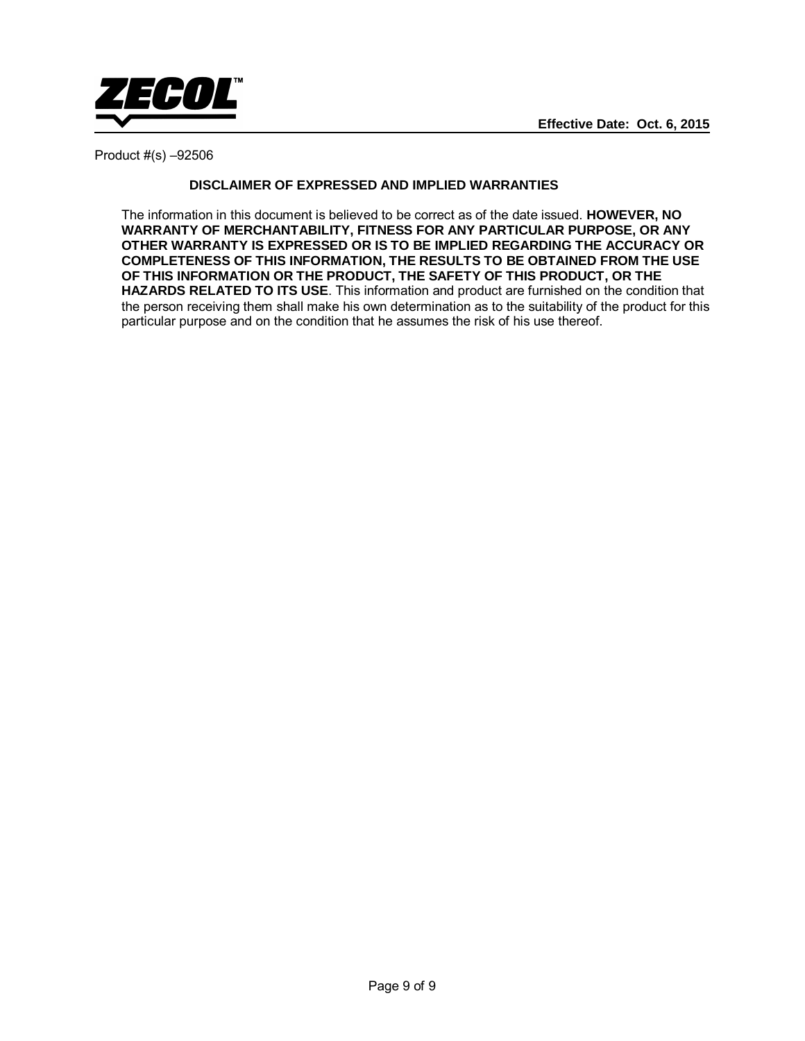Effective Date: Oct. 6, 2015

Product #(s) –92506

## DISCLAIMER OF EXPRESSED AND IMPLIED WARRANTIES

The information in this document is believed to be correct as of the date issued. **HOWEVER, NO WARRANTY OF MERCHANTABILITY, FITNESS FOR ANY PARTICULAR PURPOSE, OR ANY OTHER WARRANTY IS EXPRESSED OR IS TO BE IMPLIED REGARDING THE ACCURACY OR COMPLETENESS OF THIS INFORMATION, THE RESULTS TO BE OBTAINED FROM THE USE OF THIS INFORMATION OR THE PRODUCT, THE SAFETY OF THIS PRODUCT, OR THE HAZARDS RELATED TO ITS USE**. This information and product are furnished on the condition that the person receiving them shall make his own determination as to the suitability of the product for this particular purpose and on the condition that he assumes the risk of his use thereof.